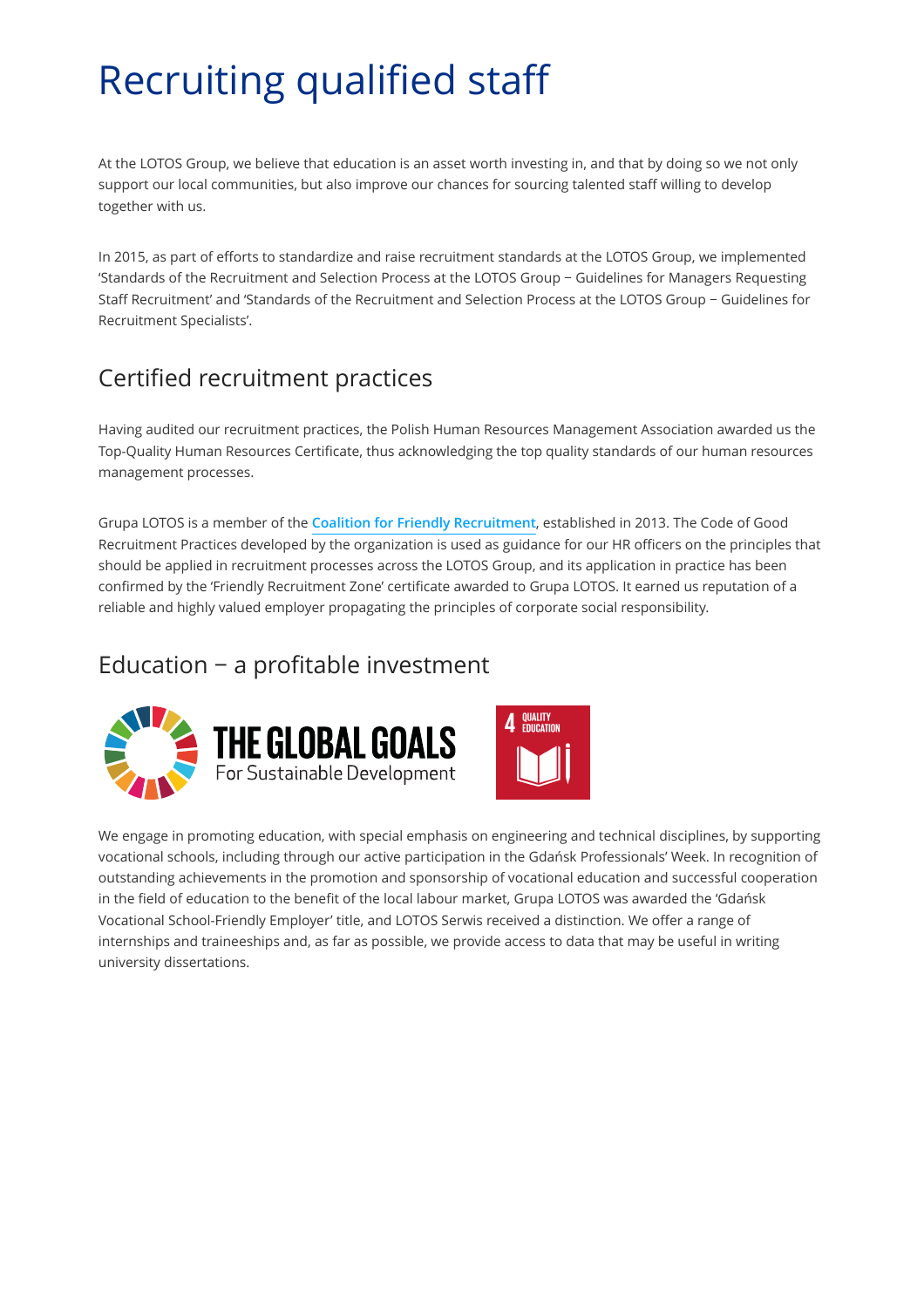# Recruiting qualified staff

At the LOTOS Group, we believe that education is an asset worth investing in, and that by doing so we not only support our local communities, but also improve our chances for sourcing talented staff willing to develop together with us.

In 2015, as part of efforts to standardize and raise recruitment standards at the LOTOS Group, we implemented 'Standards of the Recruitment and Selection Process at the LOTOS Group − Guidelines for Managers Requesting Staff Recruitment' and 'Standards of the Recruitment and Selection Process at the LOTOS Group − Guidelines for Recruitment Specialists'.

## Certified recruitment practices

Having audited our recruitment practices, the Polish Human Resources Management Association awarded us the Top-Quality Human Resources Certificate, thus acknowledging the top quality standards of our human resources management processes.

Grupa LOTOS is a member of the **Coalition for Friendly Recruitment**, established in 2013. The Code of Good Recruitment Practices developed by the organization is used as guidance for our HR officers on the principles that should be applied in recruitment processes across the LOTOS Group, and its application in practice has been confirmed by the 'Friendly Recruitment Zone' certificate awarded to Grupa LOTOS. It earned us reputation of a reliable and highly valued employer propagating the principles of corporate social responsibility.

## Education − a profitable investment

THE GLOBAL GOALS For Sustainable Development

4 QUALITY EDUCATION

We engage in promoting education, with special emphasis on engineering and technical disciplines, by supporting vocational schools, including through our active participation in the Gdańsk Professionals' Week. In recognition of outstanding achievements in the promotion and sponsorship of vocational education and successful cooperation in the field of education to the benefit of the local labour market, Grupa LOTOS was awarded the 'Gdańsk Vocational School-Friendly Employer' title, and LOTOS Serwis received a distinction. We offer a range of internships and traineeships and, as far as possible, we provide access to data that may be useful in writing university dissertations.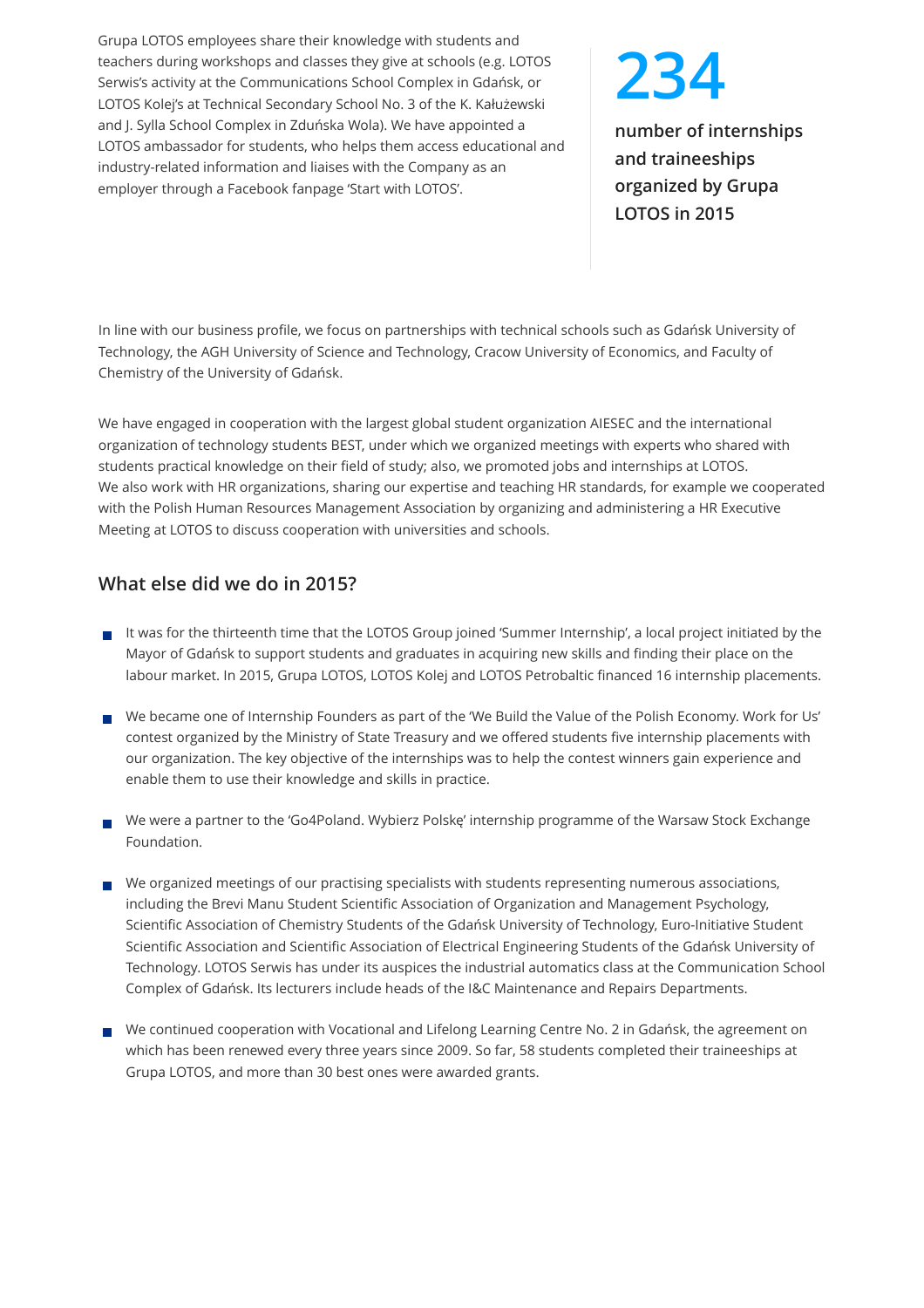Grupa LOTOS employees share their knowledge with students and teachers during workshops and classes they give at schools (e.g. LOTOS Serwis's activity at the Communications School Complex in Gdańsk, or LOTOS Kolej's at Technical Secondary School No. 3 of the K. Kałużewski and J. Sylla School Complex in Zduńska Wola). We have appointed a LOTOS ambassador for students, who helps them access educational and industry-related information and liaises with the Company as an employer through a Facebook fanpage 'Start with LOTOS'.

**234**

**number of internships and traineeships organized by Grupa LOTOS in 2015**

In line with our business profile, we focus on partnerships with technical schools such as Gdańsk University of Technology, the AGH University of Science and Technology, Cracow University of Economics, and Faculty of Chemistry of the University of Gdańsk.

We have engaged in cooperation with the largest global student organization AIESEC and the international organization of technology students BEST, under which we organized meetings with experts who shared with students practical knowledge on their field of study; also, we promoted jobs and internships at LOTOS.
We also work with HR organizations, sharing our expertise and teaching HR standards, for example we cooperated with the Polish Human Resources Management Association by organizing and administering a HR Executive Meeting at LOTOS to discuss cooperation with universities and schools.

## What else did we do in 2015?

- It was for the thirteenth time that the LOTOS Group joined 'Summer Internship', a local project initiated by the Mayor of Gdańsk to support students and graduates in acquiring new skills and finding their place on the labour market. In 2015, Grupa LOTOS, LOTOS Kolej and LOTOS Petrobaltic financed 16 internship placements.
- We became one of Internship Founders as part of the 'We Build the Value of the Polish Economy. Work for Us' contest organized by the Ministry of State Treasury and we offered students five internship placements with our organization. The key objective of the internships was to help the contest winners gain experience and enable them to use their knowledge and skills in practice.
- We were a partner to the 'Go4Poland. Wybierz Polskę' internship programme of the Warsaw Stock Exchange Foundation.
- We organized meetings of our practising specialists with students representing numerous associations, including the Brevi Manu Student Scientific Association of Organization and Management Psychology, Scientific Association of Chemistry Students of the Gdańsk University of Technology, Euro-Initiative Student Scientific Association and Scientific Association of Electrical Engineering Students of the Gdańsk University of Technology. LOTOS Serwis has under its auspices the industrial automatics class at the Communication School Complex of Gdańsk. Its lecturers include heads of the I&C Maintenance and Repairs Departments.
- We continued cooperation with Vocational and Lifelong Learning Centre No. 2 in Gdańsk, the agreement on which has been renewed every three years since 2009. So far, 58 students completed their traineeships at Grupa LOTOS, and more than 30 best ones were awarded grants.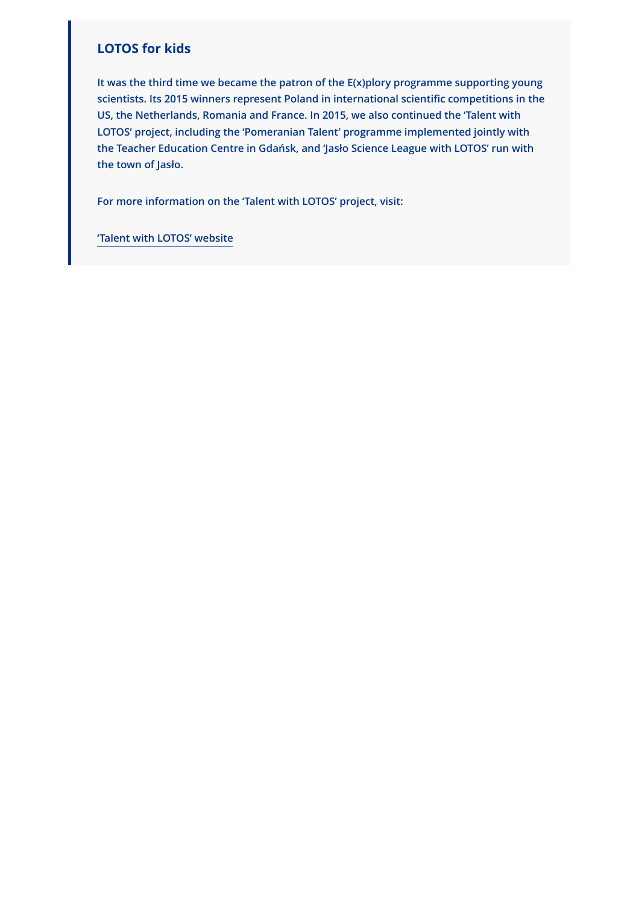### LOTOS for kids

**It was the third time we became the patron of the E(x)plory programme supporting young scientists. Its 2015 winners represent Poland in international scientific competitions in the US, the Netherlands, Romania and France. In 2015, we also continued the 'Talent with LOTOS' project, including the 'Pomeranian Talent' programme implemented jointly with the Teacher Education Centre in Gdańsk, and 'Jasło Science League with LOTOS' run with the town of Jasło.**

**For more information on the 'Talent with LOTOS' project, visit:**

**'Talent with LOTOS' website**